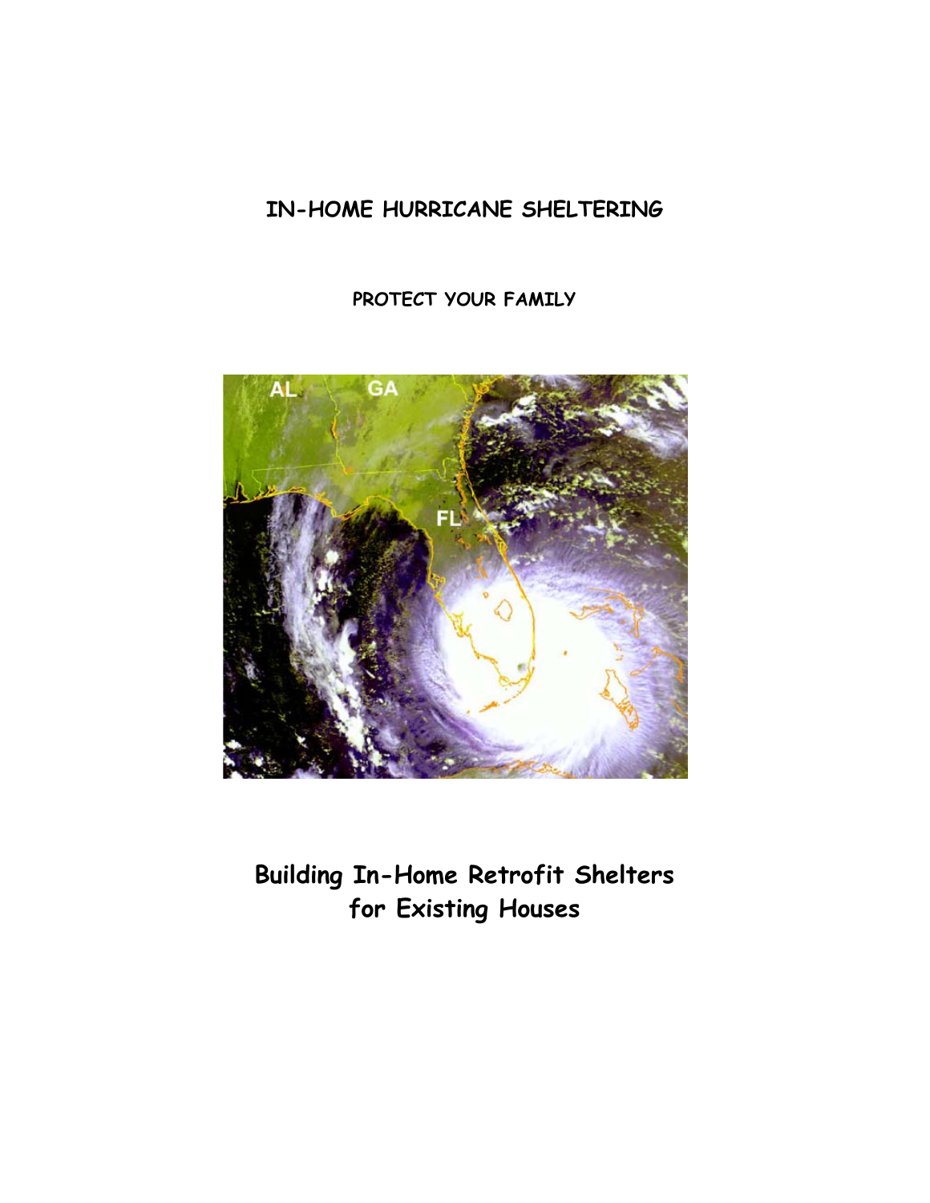# IN-HOME HURRICANE SHELTERING

## PROTECT YOUR FAMILY

# Building In-Home Retrofit Shelters for Existing Houses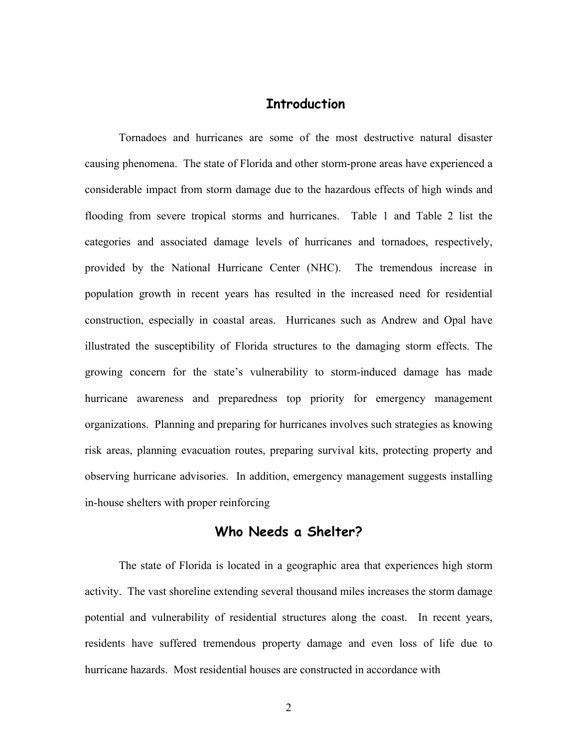## Introduction

Tornadoes and hurricanes are some of the most destructive natural disaster causing phenomena. The state of Florida and other storm-prone areas have experienced a considerable impact from storm damage due to the hazardous effects of high winds and flooding from severe tropical storms and hurricanes. Table 1 and Table 2 list the categories and associated damage levels of hurricanes and tornadoes, respectively, provided by the National Hurricane Center (NHC). The tremendous increase in population growth in recent years has resulted in the increased need for residential construction, especially in coastal areas. Hurricanes such as Andrew and Opal have illustrated the susceptibility of Florida structures to the damaging storm effects. The growing concern for the state's vulnerability to storm-induced damage has made hurricane awareness and preparedness top priority for emergency management organizations. Planning and preparing for hurricanes involves such strategies as knowing risk areas, planning evacuation routes, preparing survival kits, protecting property and observing hurricane advisories. In addition, emergency management suggests installing in-house shelters with proper reinforcing

## Who Needs a Shelter?

The state of Florida is located in a geographic area that experiences high storm activity. The vast shoreline extending several thousand miles increases the storm damage potential and vulnerability of residential structures along the coast. In recent years, residents have suffered tremendous property damage and even loss of life due to hurricane hazards. Most residential houses are constructed in accordance with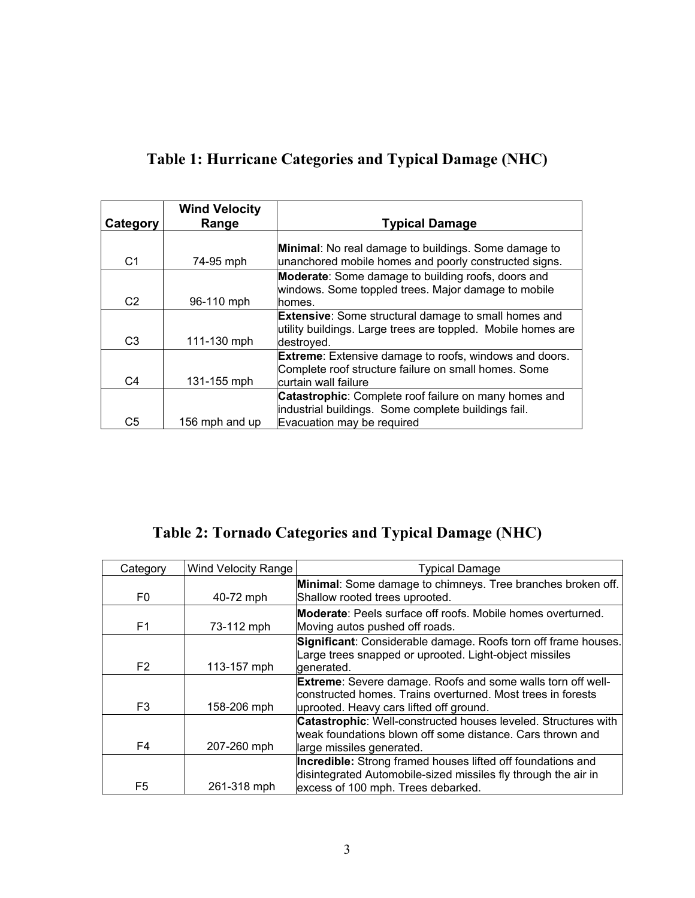## Table 1: Hurricane Categories and Typical Damage (NHC)

| Category | Wind Velocity Range | Typical Damage |
|---|---|---|
| C1 | 74-95 mph | **Minimal**: No real damage to buildings. Some damage to unanchored mobile homes and poorly constructed signs. |
| C2 | 96-110 mph | **Moderate**: Some damage to building roofs, doors and windows. Some toppled trees. Major damage to mobile homes. |
| C3 | 111-130 mph | **Extensive**: Some structural damage to small homes and utility buildings. Large trees are toppled. Mobile homes are destroyed. |
| C4 | 131-155 mph | **Extreme**: Extensive damage to roofs, windows and doors. Complete roof structure failure on small homes. Some curtain wall failure |
| C5 | 156 mph and up | **Catastrophic**: Complete roof failure on many homes and industrial buildings. Some complete buildings fail. Evacuation may be required |

## Table 2: Tornado Categories and Typical Damage (NHC)

| Category | Wind Velocity Range | Typical Damage |
|---|---|---|
| F0 | 40-72 mph | **Minimal**: Some damage to chimneys. Tree branches broken off. Shallow rooted trees uprooted. |
| F1 | 73-112 mph | **Moderate**: Peels surface off roofs. Mobile homes overturned. Moving autos pushed off roads. |
| F2 | 113-157 mph | **Significant**: Considerable damage. Roofs torn off frame houses. Large trees snapped or uprooted. Light-object missiles generated. |
| F3 | 158-206 mph | **Extreme**: Severe damage. Roofs and some walls torn off well-constructed homes. Trains overturned. Most trees in forests uprooted. Heavy cars lifted off ground. |
| F4 | 207-260 mph | **Catastrophic**: Well-constructed houses leveled. Structures with weak foundations blown off some distance. Cars thrown and large missiles generated. |
| F5 | 261-318 mph | **Incredible:** Strong framed houses lifted off foundations and disintegrated Automobile-sized missiles fly through the air in excess of 100 mph. Trees debarked. |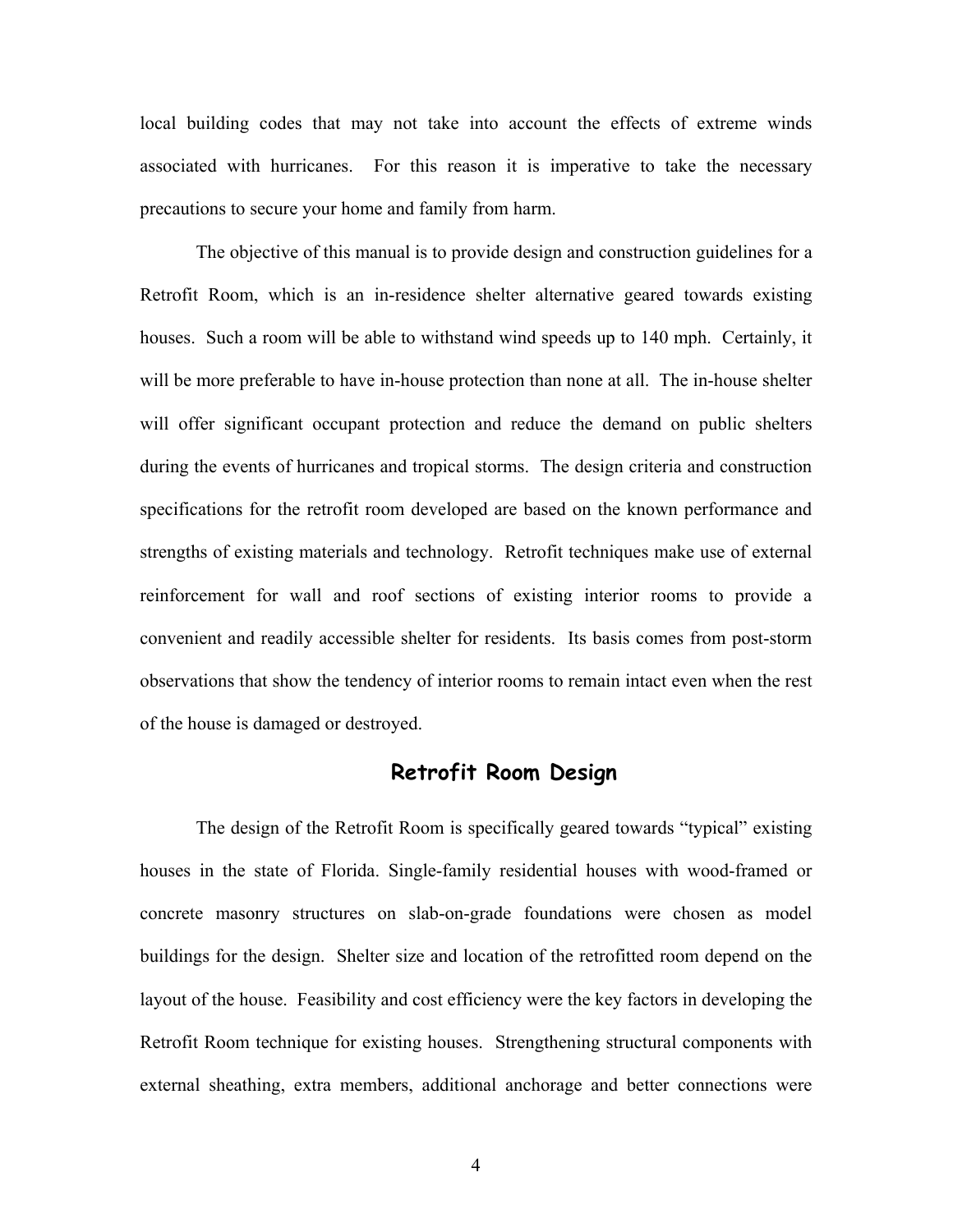local building codes that may not take into account the effects of extreme winds associated with hurricanes. For this reason it is imperative to take the necessary precautions to secure your home and family from harm.

The objective of this manual is to provide design and construction guidelines for a Retrofit Room, which is an in-residence shelter alternative geared towards existing houses. Such a room will be able to withstand wind speeds up to 140 mph. Certainly, it will be more preferable to have in-house protection than none at all. The in-house shelter will offer significant occupant protection and reduce the demand on public shelters during the events of hurricanes and tropical storms. The design criteria and construction specifications for the retrofit room developed are based on the known performance and strengths of existing materials and technology. Retrofit techniques make use of external reinforcement for wall and roof sections of existing interior rooms to provide a convenient and readily accessible shelter for residents. Its basis comes from post-storm observations that show the tendency of interior rooms to remain intact even when the rest of the house is damaged or destroyed.

## Retrofit Room Design

The design of the Retrofit Room is specifically geared towards "typical" existing houses in the state of Florida. Single-family residential houses with wood-framed or concrete masonry structures on slab-on-grade foundations were chosen as model buildings for the design. Shelter size and location of the retrofitted room depend on the layout of the house. Feasibility and cost efficiency were the key factors in developing the Retrofit Room technique for existing houses. Strengthening structural components with external sheathing, extra members, additional anchorage and better connections were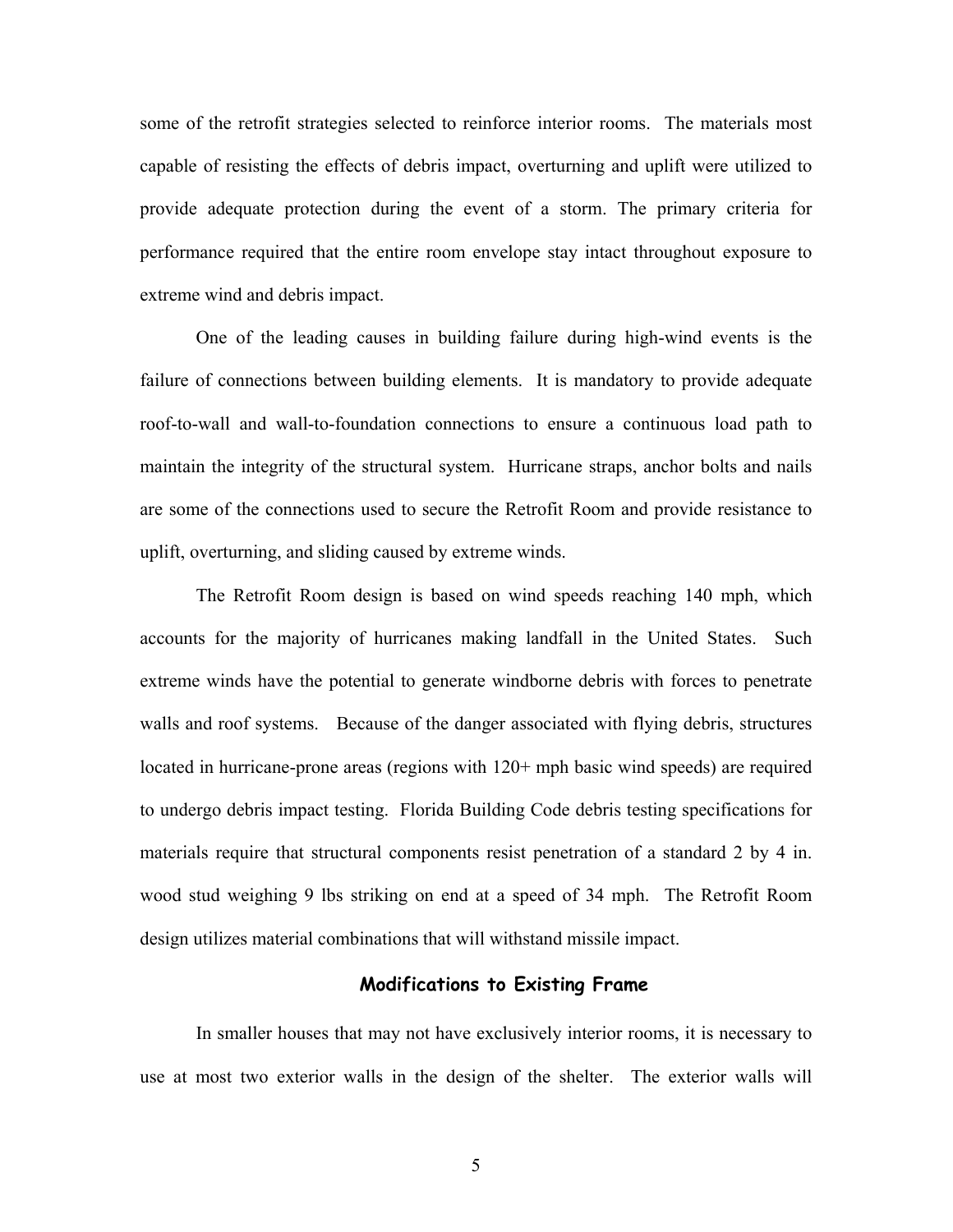some of the retrofit strategies selected to reinforce interior rooms. The materials most capable of resisting the effects of debris impact, overturning and uplift were utilized to provide adequate protection during the event of a storm. The primary criteria for performance required that the entire room envelope stay intact throughout exposure to extreme wind and debris impact.

One of the leading causes in building failure during high-wind events is the failure of connections between building elements. It is mandatory to provide adequate roof-to-wall and wall-to-foundation connections to ensure a continuous load path to maintain the integrity of the structural system. Hurricane straps, anchor bolts and nails are some of the connections used to secure the Retrofit Room and provide resistance to uplift, overturning, and sliding caused by extreme winds.

The Retrofit Room design is based on wind speeds reaching 140 mph, which accounts for the majority of hurricanes making landfall in the United States. Such extreme winds have the potential to generate windborne debris with forces to penetrate walls and roof systems. Because of the danger associated with flying debris, structures located in hurricane-prone areas (regions with 120+ mph basic wind speeds) are required to undergo debris impact testing. Florida Building Code debris testing specifications for materials require that structural components resist penetration of a standard 2 by 4 in. wood stud weighing 9 lbs striking on end at a speed of 34 mph. The Retrofit Room design utilizes material combinations that will withstand missile impact.

## Modifications to Existing Frame

In smaller houses that may not have exclusively interior rooms, it is necessary to use at most two exterior walls in the design of the shelter. The exterior walls will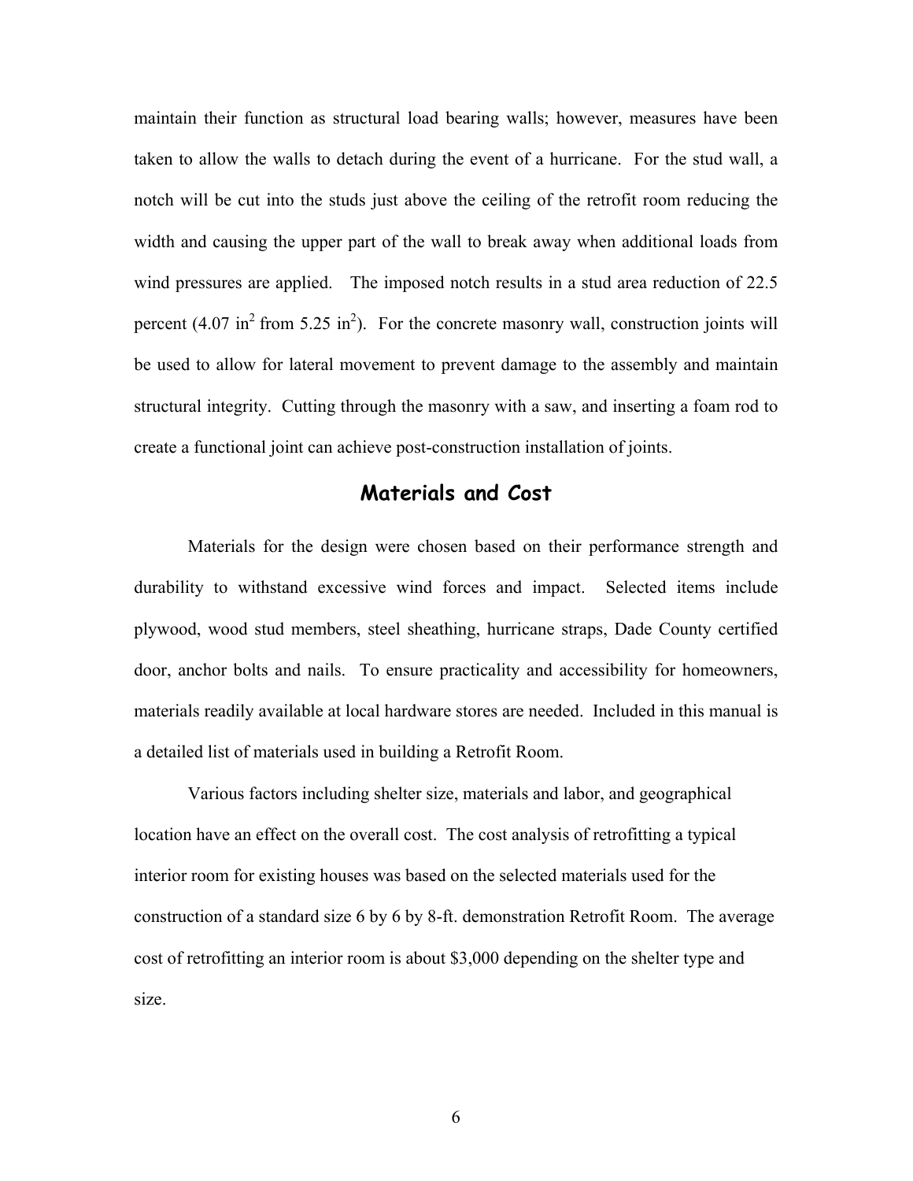maintain their function as structural load bearing walls; however, measures have been taken to allow the walls to detach during the event of a hurricane. For the stud wall, a notch will be cut into the studs just above the ceiling of the retrofit room reducing the width and causing the upper part of the wall to break away when additional loads from wind pressures are applied. The imposed notch results in a stud area reduction of 22.5 percent (4.07 $in^2$ from 5.25 $in^2$). For the concrete masonry wall, construction joints will be used to allow for lateral movement to prevent damage to the assembly and maintain structural integrity. Cutting through the masonry with a saw, and inserting a foam rod to create a functional joint can achieve post-construction installation of joints.

## Materials and Cost

Materials for the design were chosen based on their performance strength and durability to withstand excessive wind forces and impact. Selected items include plywood, wood stud members, steel sheathing, hurricane straps, Dade County certified door, anchor bolts and nails. To ensure practicality and accessibility for homeowners, materials readily available at local hardware stores are needed. Included in this manual is a detailed list of materials used in building a Retrofit Room.

Various factors including shelter size, materials and labor, and geographical location have an effect on the overall cost. The cost analysis of retrofitting a typical interior room for existing houses was based on the selected materials used for the construction of a standard size 6 by 6 by 8-ft. demonstration Retrofit Room. The average cost of retrofitting an interior room is about $3,000 depending on the shelter type and size.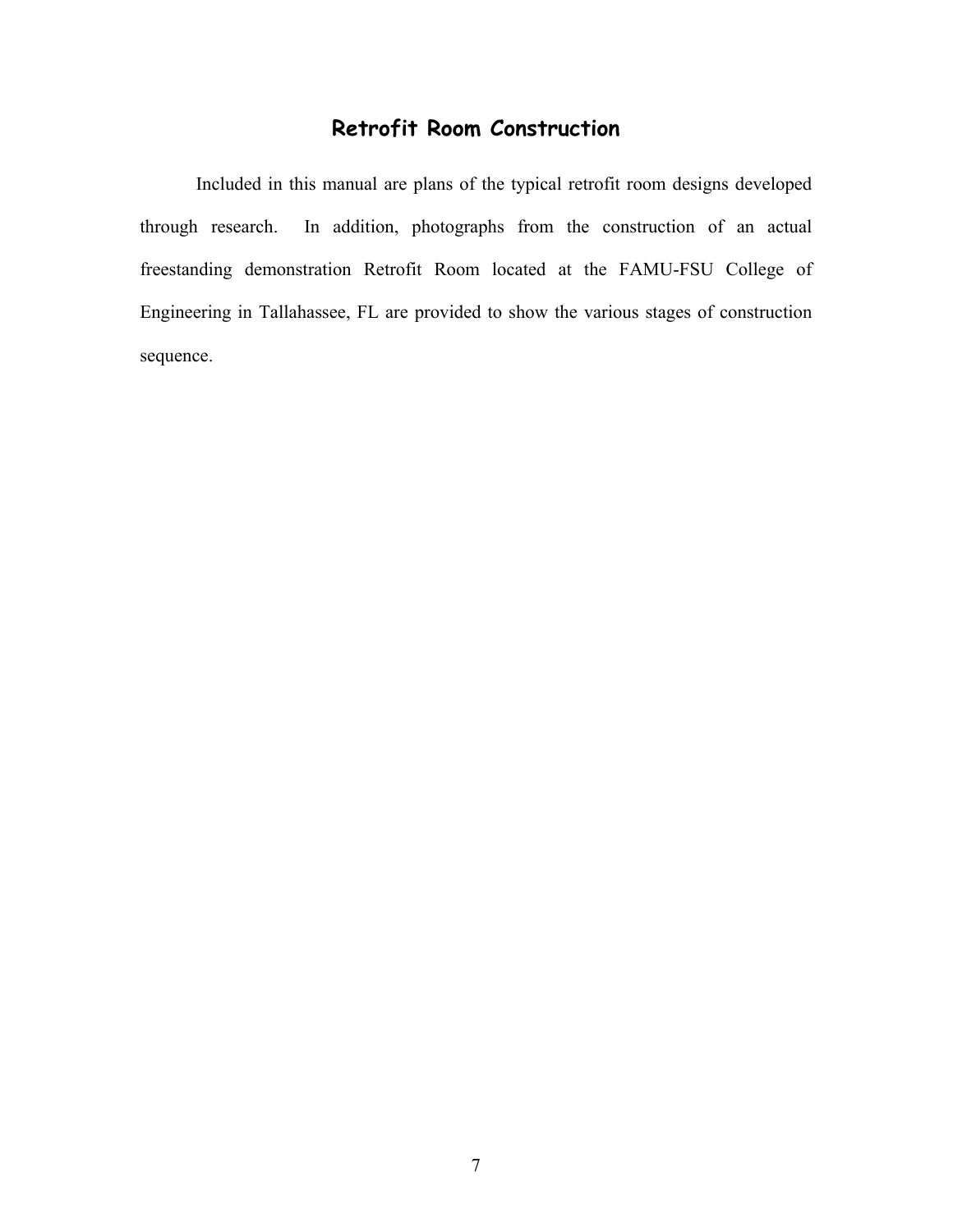# Retrofit Room Construction

Included in this manual are plans of the typical retrofit room designs developed through research. In addition, photographs from the construction of an actual freestanding demonstration Retrofit Room located at the FAMU-FSU College of Engineering in Tallahassee, FL are provided to show the various stages of construction sequence.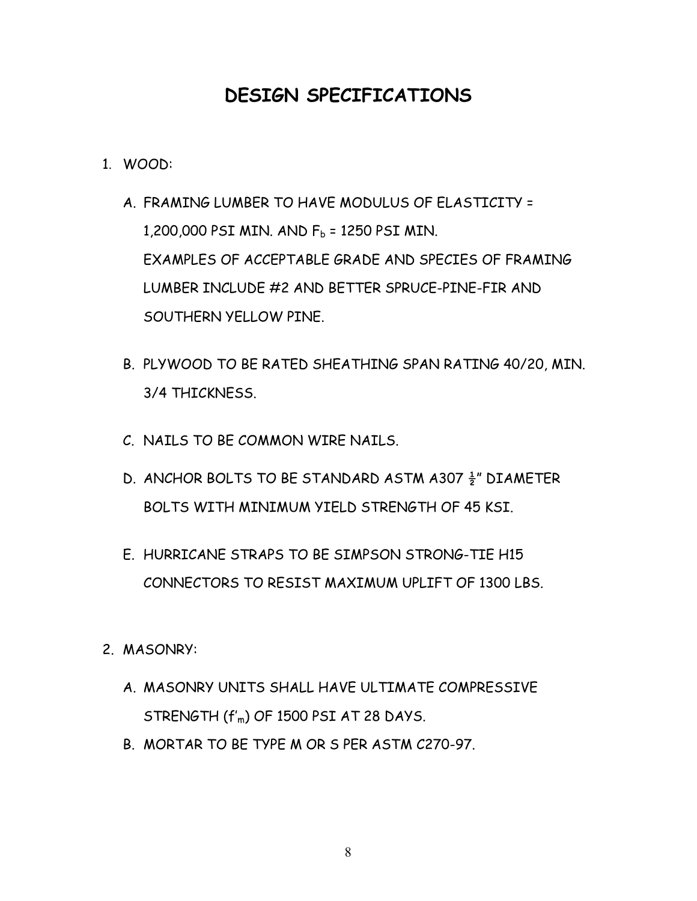# DESIGN SPECIFICATIONS

1. WOOD:

   A. FRAMING LUMBER TO HAVE MODULUS OF ELASTICITY = 1,200,000 PSI MIN. AND $F_b$ = 1250 PSI MIN.
   EXAMPLES OF ACCEPTABLE GRADE AND SPECIES OF FRAMING LUMBER INCLUDE #2 AND BETTER SPRUCE-PINE-FIR AND SOUTHERN YELLOW PINE.

   B. PLYWOOD TO BE RATED SHEATHING SPAN RATING 40/20, MIN. 3/4 THICKNESS.

   C. NAILS TO BE COMMON WIRE NAILS.

   D. ANCHOR BOLTS TO BE STANDARD ASTM A307 ½" DIAMETER BOLTS WITH MINIMUM YIELD STRENGTH OF 45 KSI.

   E. HURRICANE STRAPS TO BE SIMPSON STRONG-TIE H15 CONNECTORS TO RESIST MAXIMUM UPLIFT OF 1300 LBS.

2. MASONRY:

   A. MASONRY UNITS SHALL HAVE ULTIMATE COMPRESSIVE STRENGTH ($f'_m$) OF 1500 PSI AT 28 DAYS.

   B. MORTAR TO BE TYPE M OR S PER ASTM C270-97.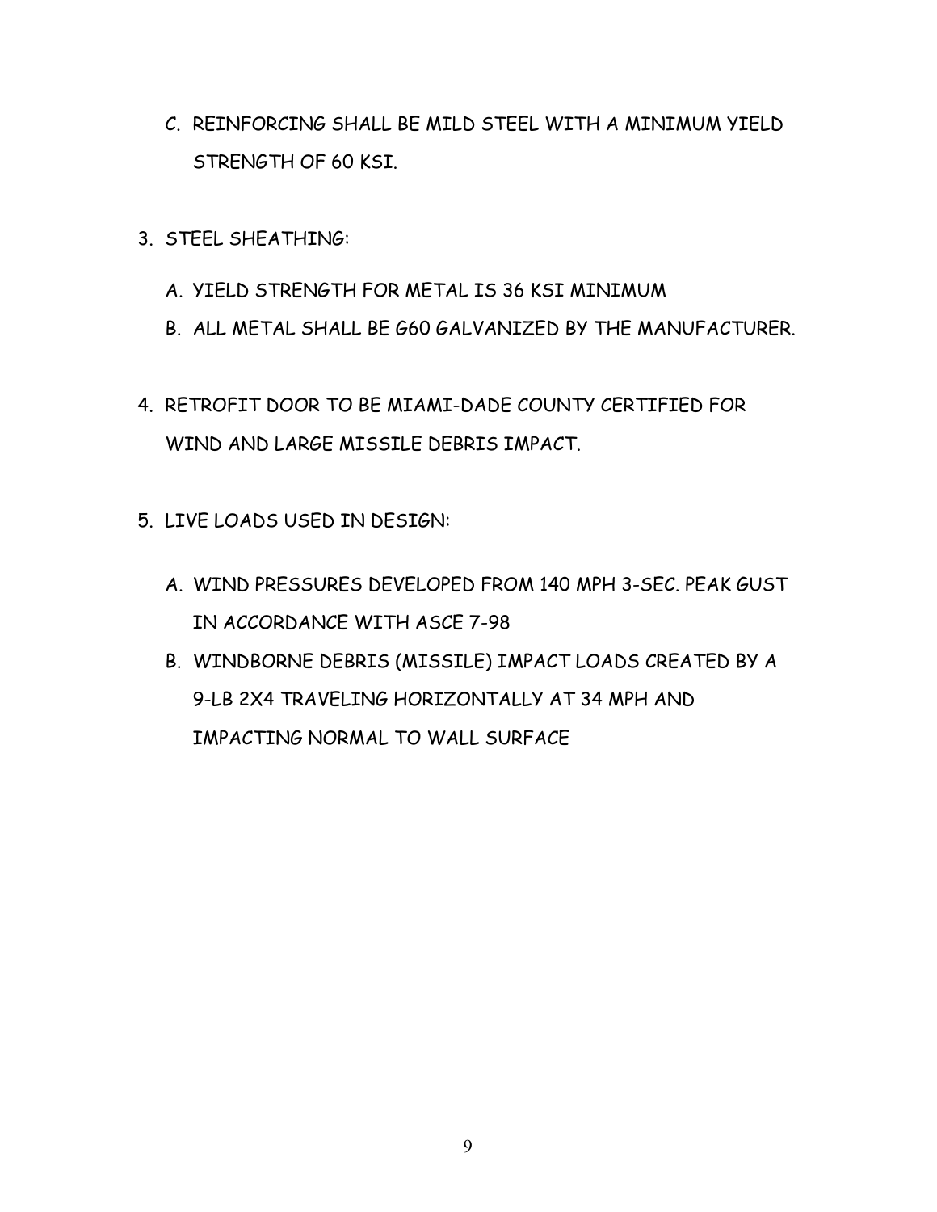C. REINFORCING SHALL BE MILD STEEL WITH A MINIMUM YIELD STRENGTH OF 60 KSI.

3. STEEL SHEATHING:

   A. YIELD STRENGTH FOR METAL IS 36 KSI MINIMUM
   B. ALL METAL SHALL BE G60 GALVANIZED BY THE MANUFACTURER.

4. RETROFIT DOOR TO BE MIAMI-DADE COUNTY CERTIFIED FOR WIND AND LARGE MISSILE DEBRIS IMPACT.

5. LIVE LOADS USED IN DESIGN:

   A. WIND PRESSURES DEVELOPED FROM 140 MPH 3-SEC. PEAK GUST IN ACCORDANCE WITH ASCE 7-98
   B. WINDBORNE DEBRIS (MISSILE) IMPACT LOADS CREATED BY A 9-LB 2X4 TRAVELING HORIZONTALLY AT 34 MPH AND IMPACTING NORMAL TO WALL SURFACE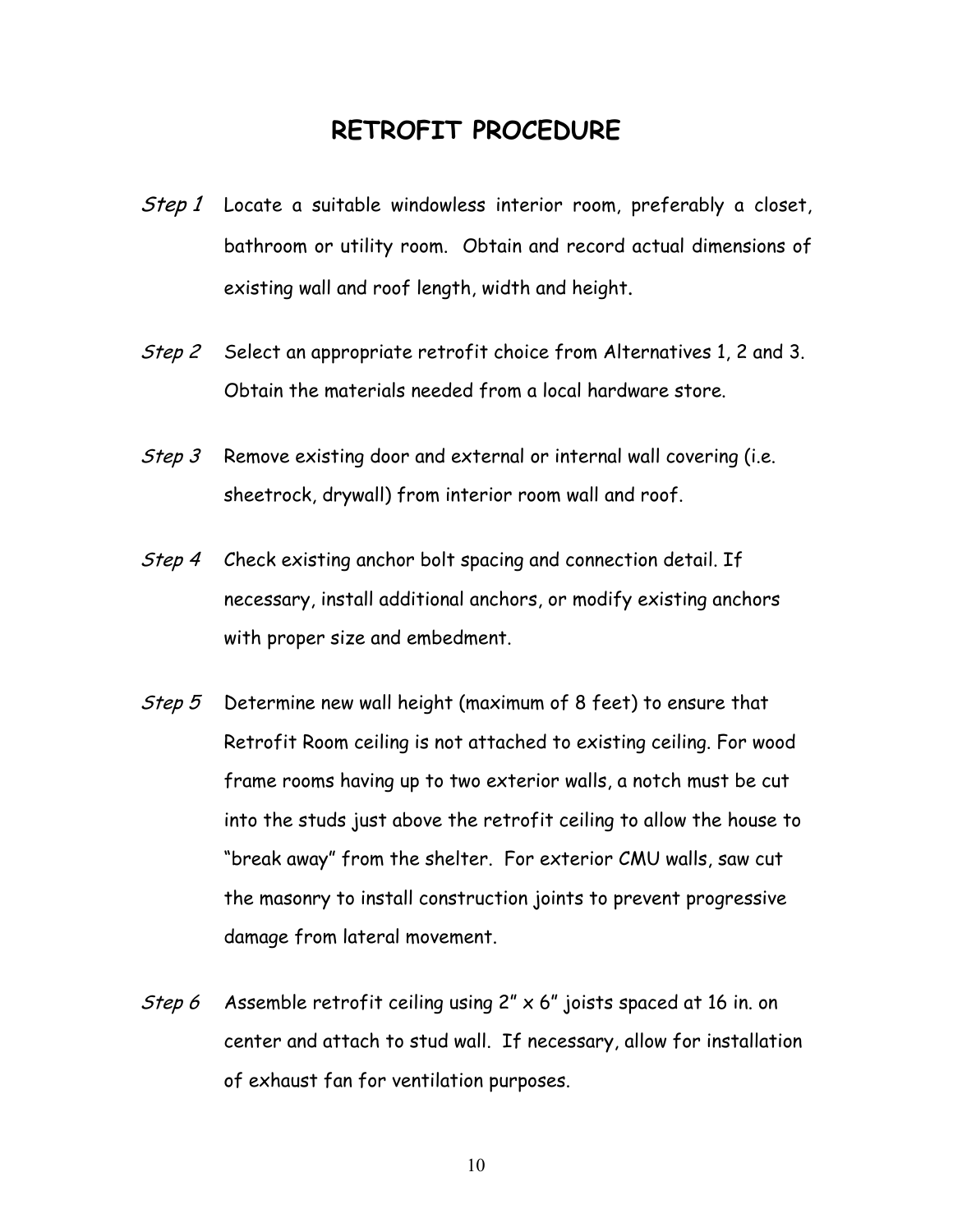# RETROFIT PROCEDURE

*Step 1* Locate a suitable windowless interior room, preferably a closet, bathroom or utility room. Obtain and record actual dimensions of existing wall and roof length, width and height.

*Step 2* Select an appropriate retrofit choice from Alternatives 1, 2 and 3. Obtain the materials needed from a local hardware store.

*Step 3* Remove existing door and external or internal wall covering (i.e. sheetrock, drywall) from interior room wall and roof.

*Step 4* Check existing anchor bolt spacing and connection detail. If necessary, install additional anchors, or modify existing anchors with proper size and embedment.

*Step 5* Determine new wall height (maximum of 8 feet) to ensure that Retrofit Room ceiling is not attached to existing ceiling. For wood frame rooms having up to two exterior walls, a notch must be cut into the studs just above the retrofit ceiling to allow the house to "break away" from the shelter. For exterior CMU walls, saw cut the masonry to install construction joints to prevent progressive damage from lateral movement.

*Step 6* Assemble retrofit ceiling using 2" x 6" joists spaced at 16 in. on center and attach to stud wall. If necessary, allow for installation of exhaust fan for ventilation purposes.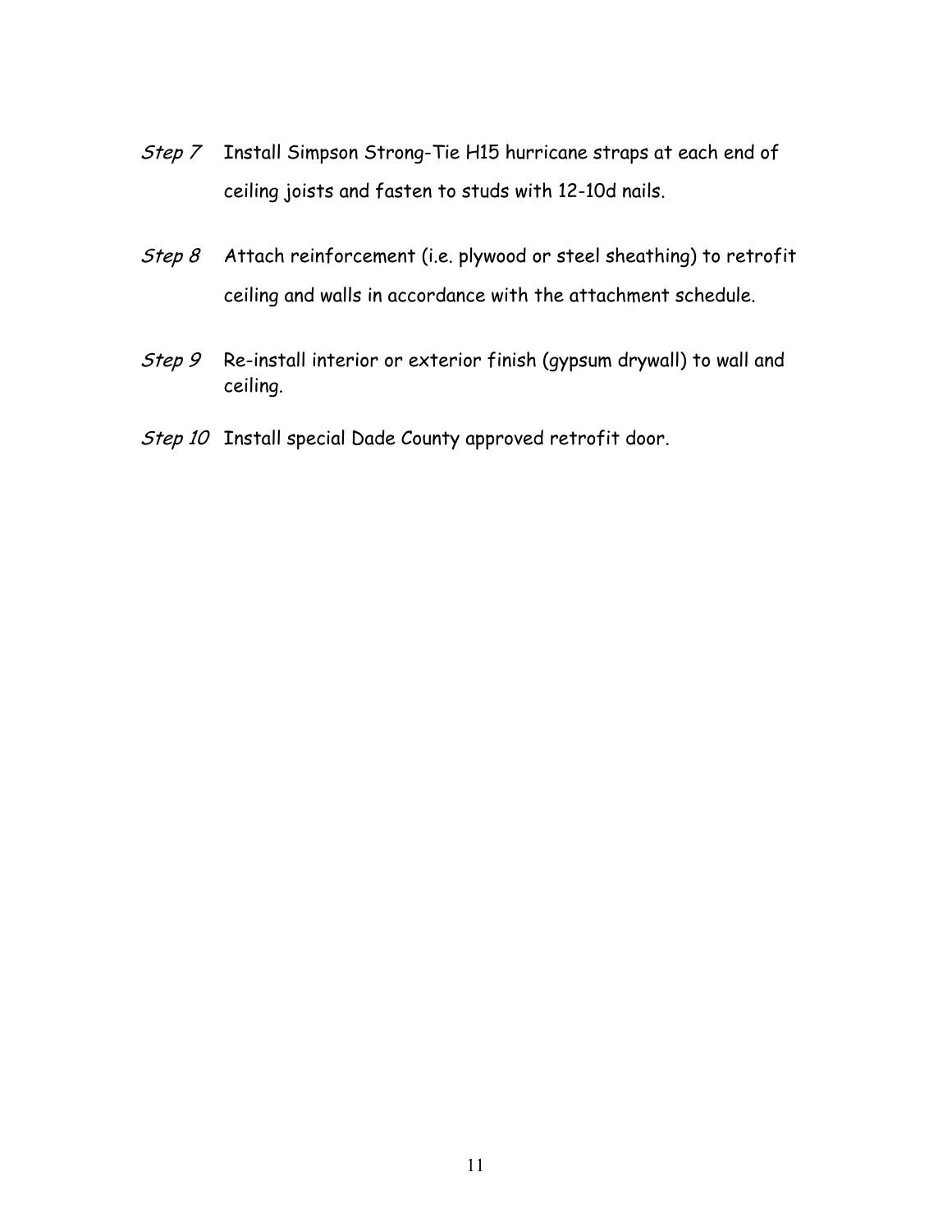*Step 7* Install Simpson Strong-Tie H15 hurricane straps at each end of ceiling joists and fasten to studs with 12-10d nails.

*Step 8* Attach reinforcement (i.e. plywood or steel sheathing) to retrofit ceiling and walls in accordance with the attachment schedule.

*Step 9* Re-install interior or exterior finish (gypsum drywall) to wall and ceiling.

*Step 10* Install special Dade County approved retrofit door.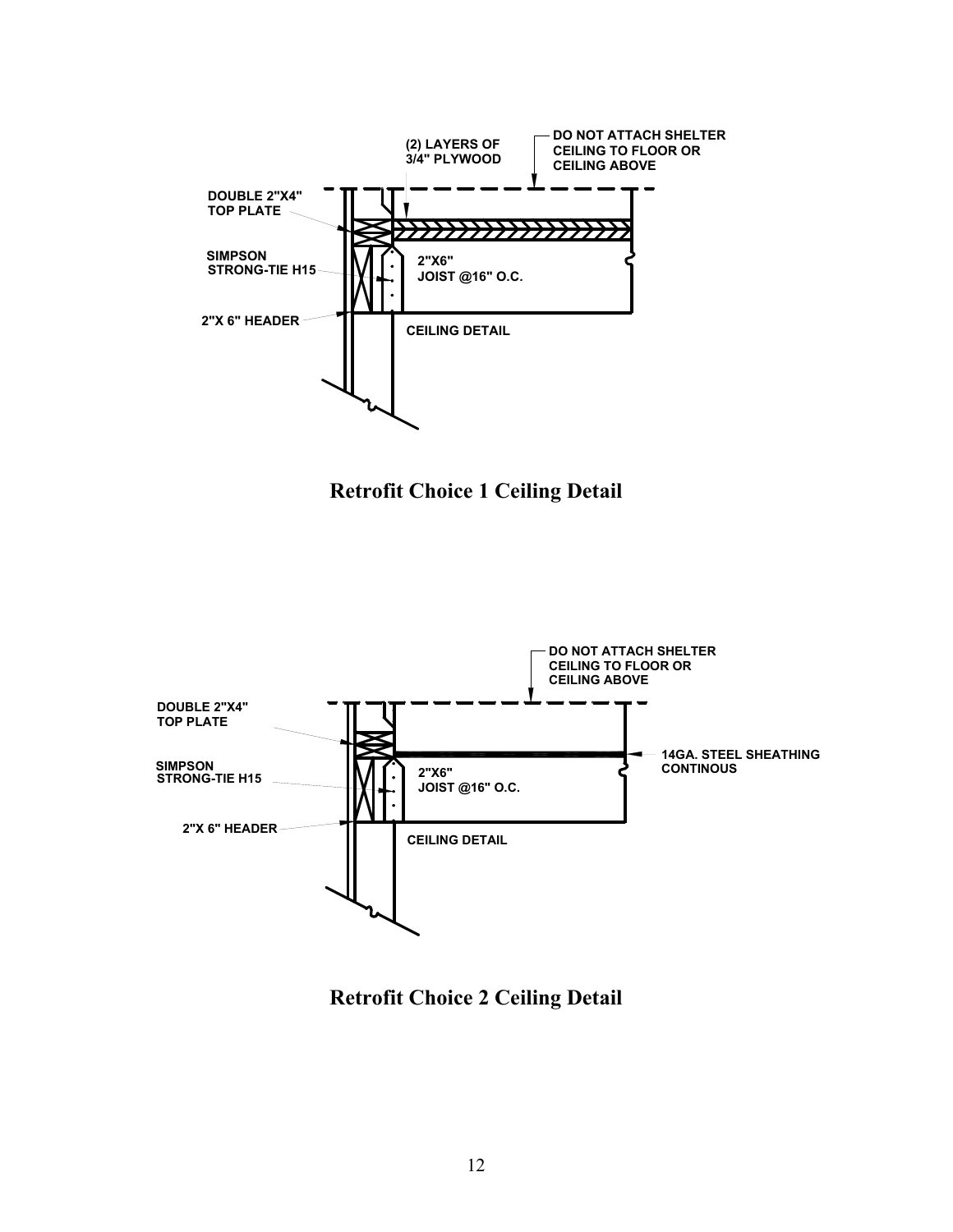(2) LAYERS OF
3/4" PLYWOOD

DO NOT ATTACH SHELTER
CEILING TO FLOOR OR
CEILING ABOVE

DOUBLE 2"X4"
TOP PLATE

SIMPSON
STRONG-TIE H15

2"X6"
JOIST @16" O.C.

2"X 6" HEADER

CEILING DETAIL

**Retrofit Choice 1 Ceiling Detail**

DO NOT ATTACH SHELTER
CEILING TO FLOOR OR
CEILING ABOVE

DOUBLE 2"X4"
TOP PLATE

SIMPSON
STRONG-TIE H15

2"X6"
JOIST @16" O.C.

14GA. STEEL SHEATHING
CONTINOUS

2"X 6" HEADER

CEILING DETAIL

**Retrofit Choice 2 Ceiling Detail**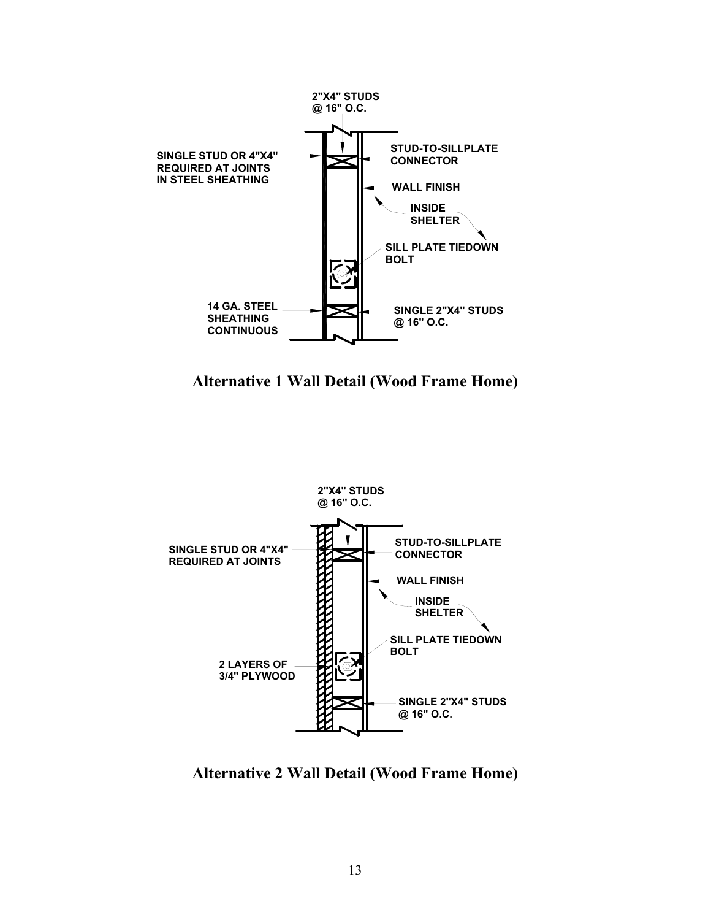**Alternative 1 Wall Detail (Wood Frame Home)**

**Alternative 2 Wall Detail (Wood Frame Home)**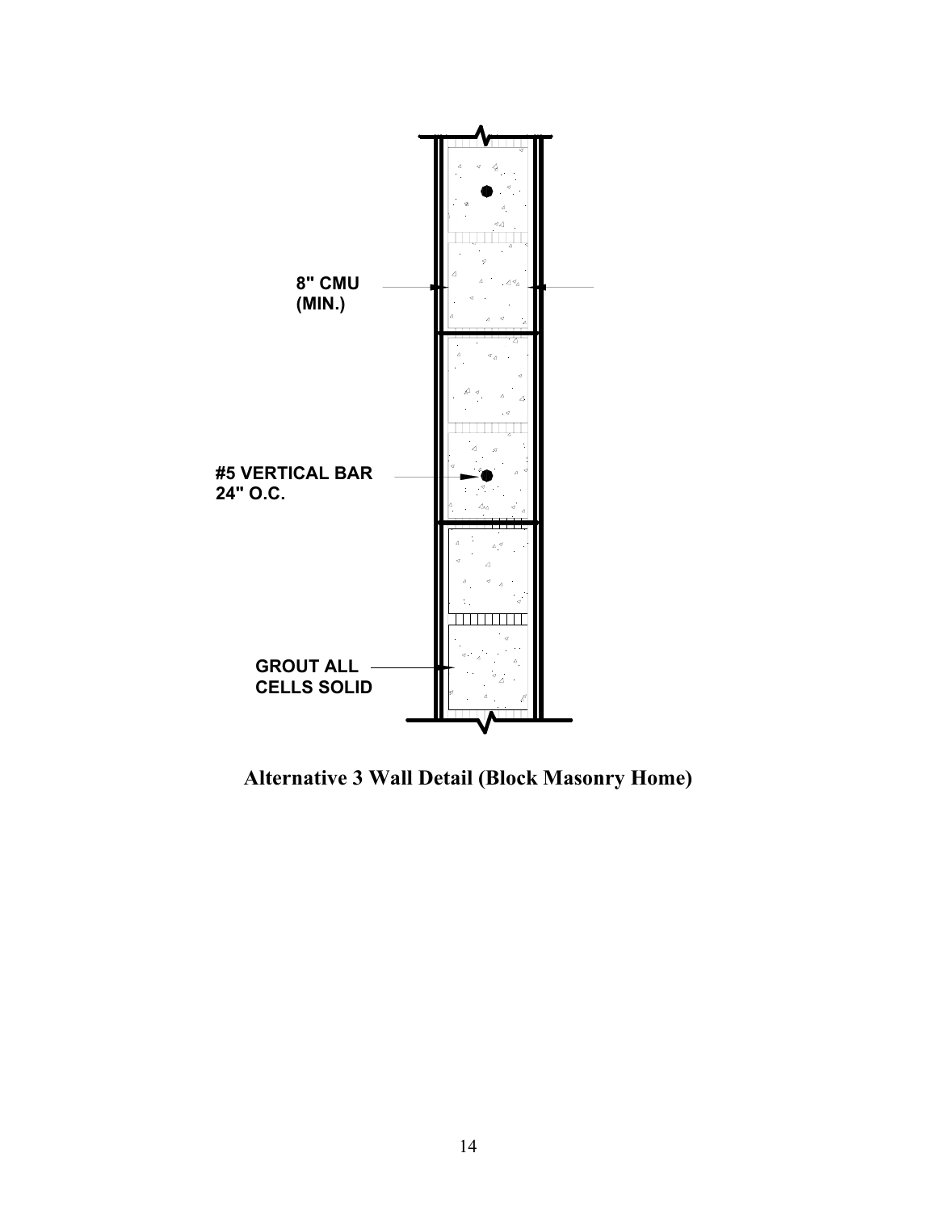8" CMU (MIN.)

#5 VERTICAL BAR 24" O.C.

GROUT ALL CELLS SOLID

**Alternative 3 Wall Detail (Block Masonry Home)**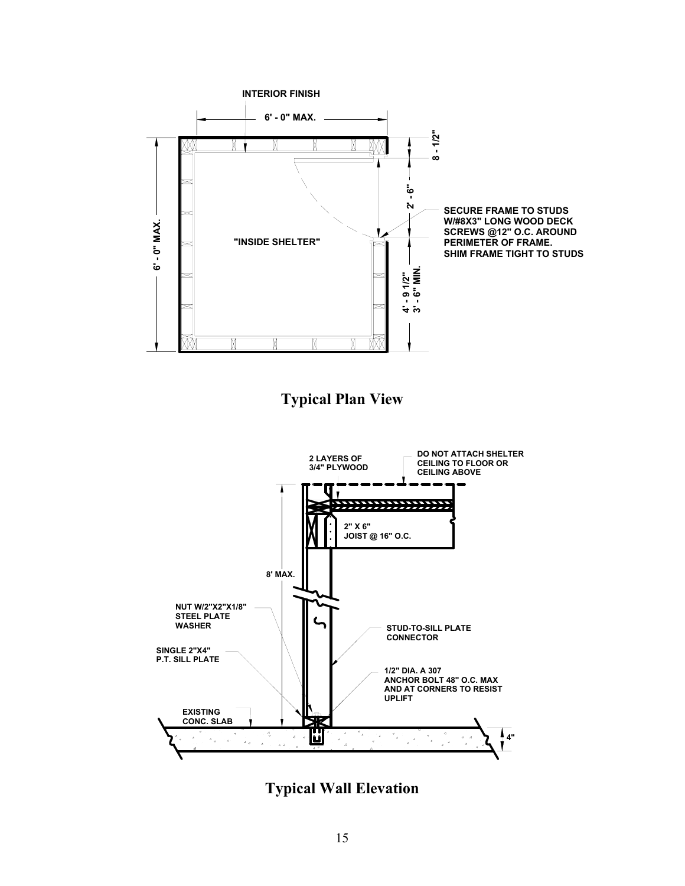INTERIOR FINISH

6' - 0" MAX.

8 - 1/2"

2' - 6"

SECURE FRAME TO STUDS W/#8X3" LONG WOOD DECK SCREWS @12" O.C. AROUND PERIMETER OF FRAME. SHIM FRAME TIGHT TO STUDS

6' - 0" MAX.

"INSIDE SHELTER"

4' - 9 1/2"
3' - 6" MIN.

## Typical Plan View

2 LAYERS OF 3/4" PLYWOOD

DO NOT ATTACH SHELTER CEILING TO FLOOR OR CEILING ABOVE

2" X 6" JOIST @ 16" O.C.

8' MAX.

NUT W/2"X2"X1/8" STEEL PLATE WASHER

STUD-TO-SILL PLATE CONNECTOR

SINGLE 2"X4" P.T. SILL PLATE

1/2" DIA. A 307 ANCHOR BOLT 48" O.C. MAX AND AT CORNERS TO RESIST UPLIFT

EXISTING CONC. SLAB

4"

## Typical Wall Elevation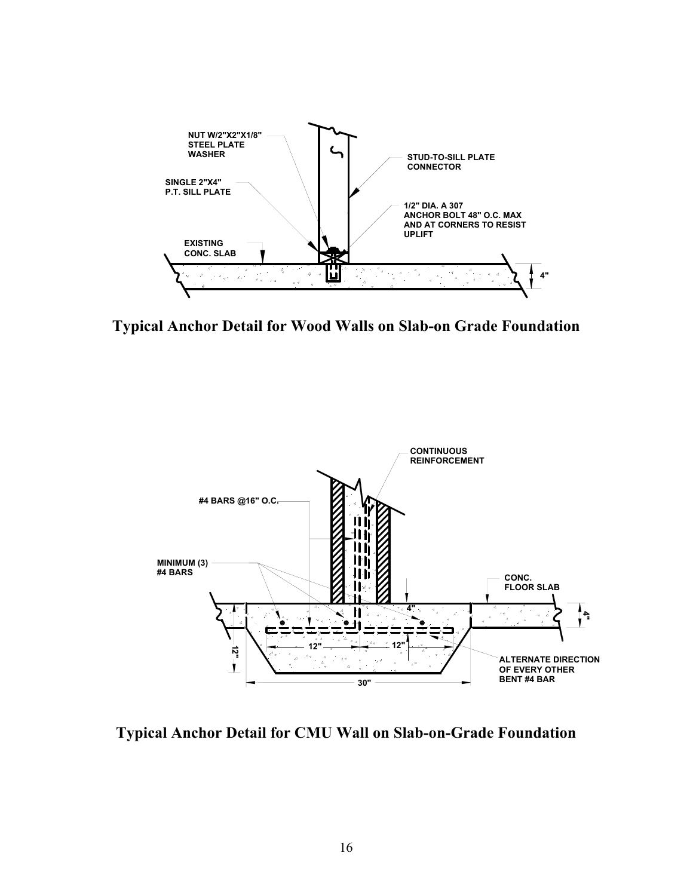NUT W/2"X2"X1/8" STEEL PLATE WASHER

SINGLE 2"X4" P.T. SILL PLATE

EXISTING CONC. SLAB

STUD-TO-SILL PLATE CONNECTOR

1/2" DIA. A 307 ANCHOR BOLT 48" O.C. MAX AND AT CORNERS TO RESIST UPLIFT

4"

**Typical Anchor Detail for Wood Walls on Slab-on Grade Foundation**

CONTINUOUS REINFORCEMENT

#4 BARS @16" O.C.

MINIMUM (3) #4 BARS

CONC. FLOOR SLAB

4"

4"

12"

12"

12"

30"

ALTERNATE DIRECTION OF EVERY OTHER BENT #4 BAR

**Typical Anchor Detail for CMU Wall on Slab-on-Grade Foundation**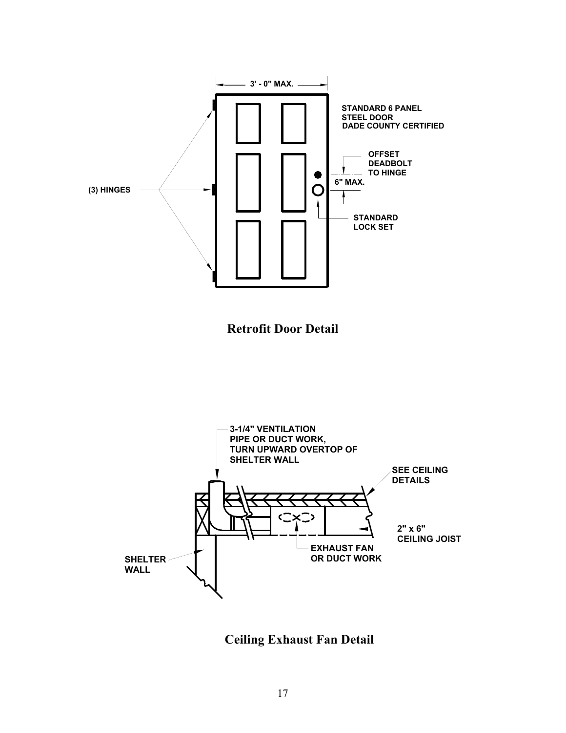3' - 0" MAX.

STANDARD 6 PANEL
STEEL DOOR
DADE COUNTY CERTIFIED

OFFSET
DEADBOLT
TO HINGE

6" MAX.

(3) HINGES

STANDARD
LOCK SET

**Retrofit Door Detail**

3-1/4" VENTILATION
PIPE OR DUCT WORK,
TURN UPWARD OVERTOP OF
SHELTER WALL

SEE CEILING
DETAILS

2" x 6"
CEILING JOIST

SHELTER
WALL

EXHAUST FAN
OR DUCT WORK

**Ceiling Exhaust Fan Detail**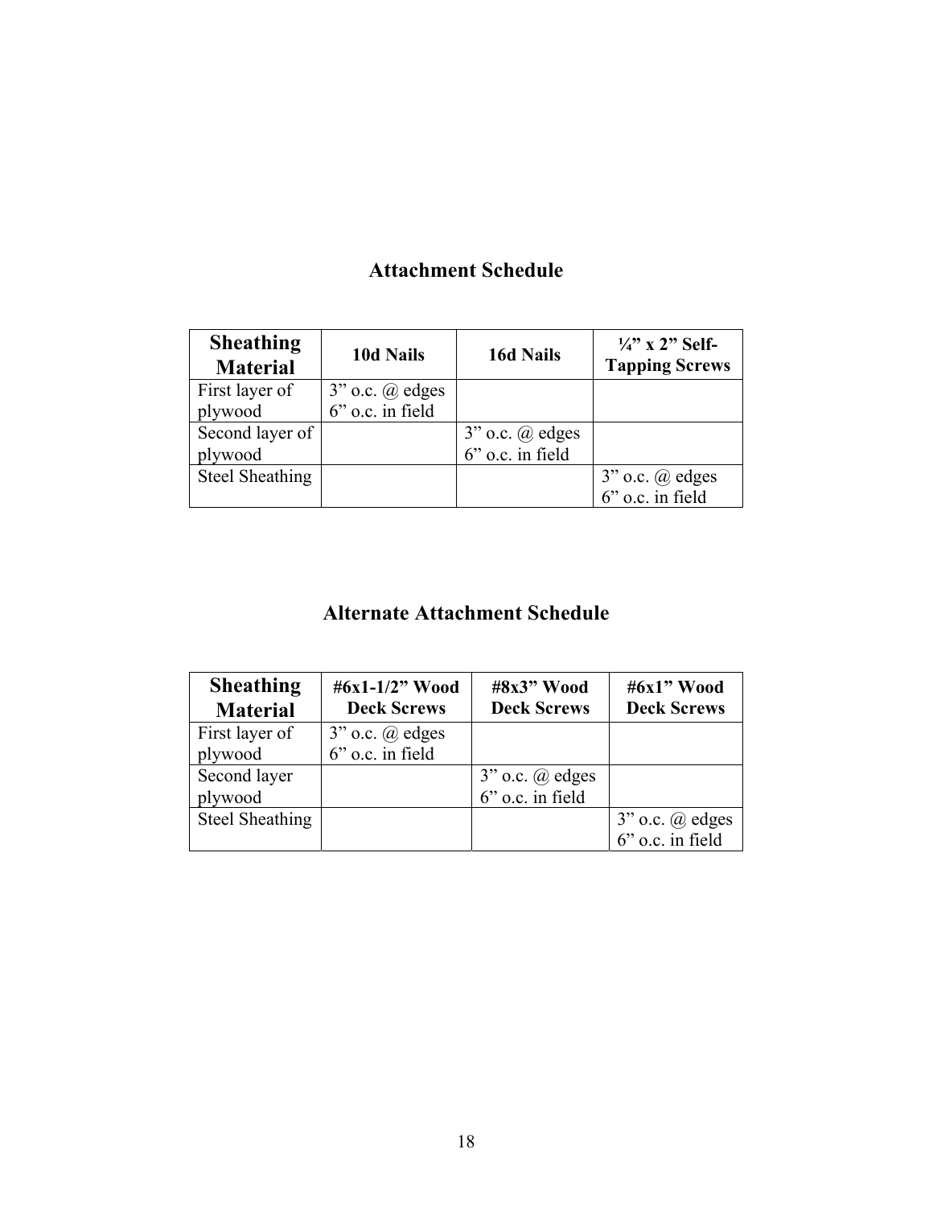## Attachment Schedule

| Sheathing Material | 10d Nails | 16d Nails | ¼” x 2” Self-Tapping Screws |
|---|---|---|---|
| First layer of plywood | 3” o.c. @ edges 6” o.c. in field | | |
| Second layer of plywood | | 3” o.c. @ edges 6” o.c. in field | |
| Steel Sheathing | | | 3” o.c. @ edges 6” o.c. in field |

## Alternate Attachment Schedule

| Sheathing Material | #6x1-1/2” Wood Deck Screws | #8x3” Wood Deck Screws | #6x1” Wood Deck Screws |
|---|---|---|---|
| First layer of plywood | 3” o.c. @ edges 6” o.c. in field | | |
| Second layer plywood | | 3” o.c. @ edges 6” o.c. in field | |
| Steel Sheathing | | | 3” o.c. @ edges 6” o.c. in field |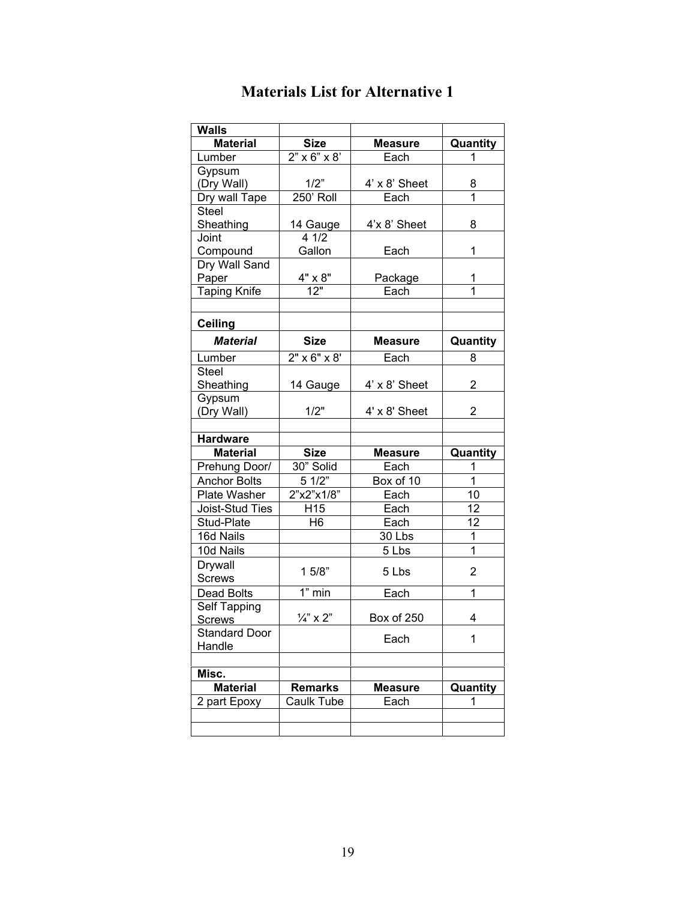# Materials List for Alternative 1

| Walls | | | |
|---|---|---|---|
| **Material** | **Size** | **Measure** | **Quantity** |
| Lumber | 2” x 6” x 8’ | Each | 1 |
| Gypsum (Dry Wall) | 1/2” | 4’ x 8’ Sheet | 8 |
| Dry wall Tape | 250’ Roll | Each | 1 |
| Steel Sheathing | 14 Gauge | 4’x 8’ Sheet | 8 |
| Joint Compound | 4 1/2 Gallon | Each | 1 |
| Dry Wall Sand Paper | 4" x 8" | Package | 1 |
| Taping Knife | 12" | Each | 1 |
| | | | |
| **Ceiling** | | | |
| ***Material*** | **Size** | **Measure** | **Quantity** |
| Lumber | 2" x 6" x 8' | Each | 8 |
| Steel Sheathing | 14 Gauge | 4’ x 8’ Sheet | 2 |
| Gypsum (Dry Wall) | 1/2" | 4' x 8' Sheet | 2 |
| | | | |
| **Hardware** | | | |
| **Material** | **Size** | **Measure** | **Quantity** |
| Prehung Door/ | 30” Solid | Each | 1 |
| Anchor Bolts | 5 1/2” | Box of 10 | 1 |
| Plate Washer | 2”x2”x1/8” | Each | 10 |
| Joist-Stud Ties | H15 | Each | 12 |
| Stud-Plate | H6 | Each | 12 |
| 16d Nails | | 30 Lbs | 1 |
| 10d Nails | | 5 Lbs | 1 |
| Drywall Screws | 1 5/8” | 5 Lbs | 2 |
| Dead Bolts | 1” min | Each | 1 |
| Self Tapping Screws | ¼” x 2” | Box of 250 | 4 |
| Standard Door Handle | | Each | 1 |
| | | | |
| **Misc.** | | | |
| **Material** | **Remarks** | **Measure** | **Quantity** |
| 2 part Epoxy | Caulk Tube | Each | 1 |
| | | | |
| | | | |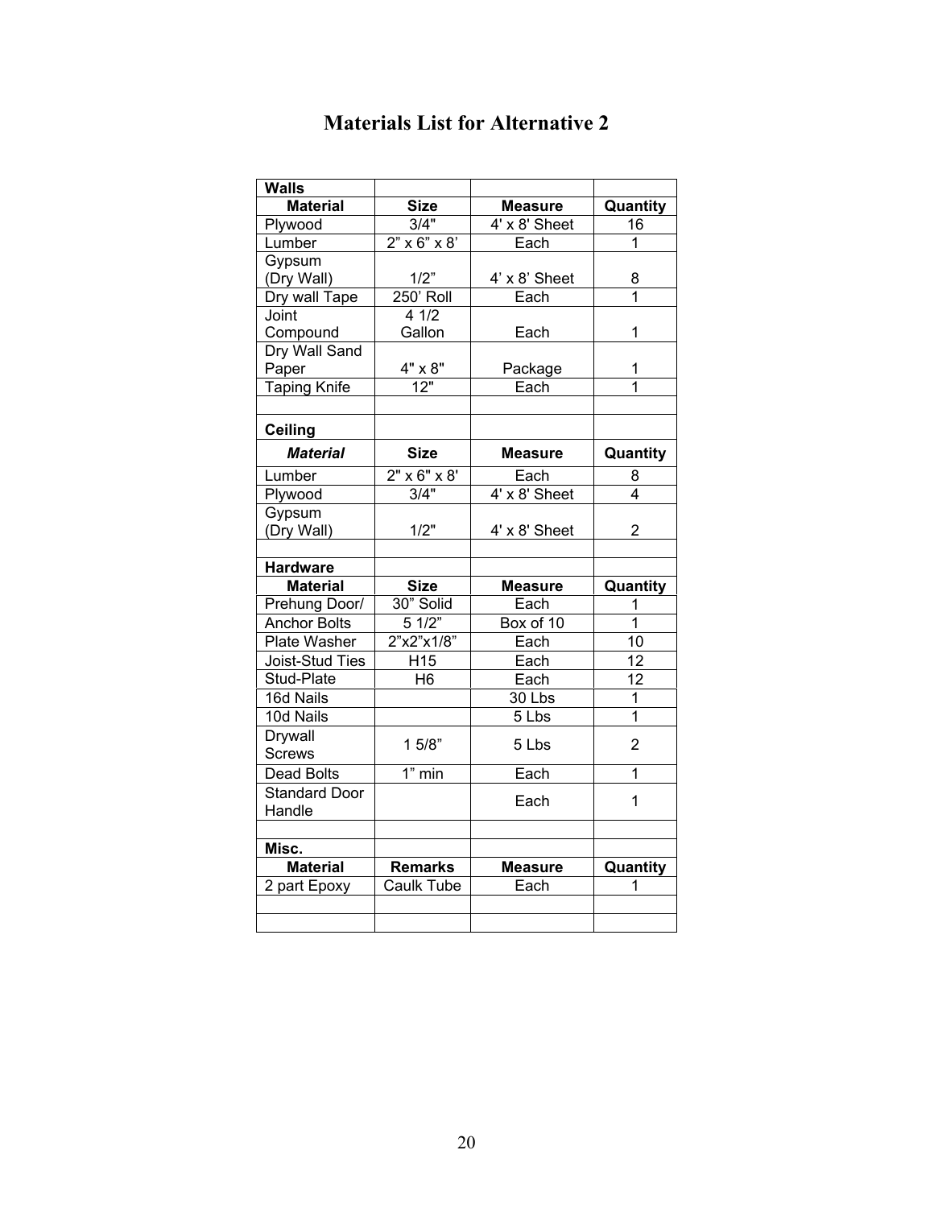# Materials List for Alternative 2

| **Walls** | | | |
|---|---|---|---|
| **Material** | **Size** | **Measure** | **Quantity** |
| Plywood | 3/4" | 4' x 8' Sheet | 16 |
| Lumber | 2" x 6" x 8' | Each | 1 |
| Gypsum (Dry Wall) | 1/2" | 4' x 8' Sheet | 8 |
| Dry wall Tape | 250' Roll | Each | 1 |
| Joint Compound | 4 1/2 Gallon | Each | 1 |
| Dry Wall Sand Paper | 4" x 8" | Package | 1 |
| Taping Knife | 12" | Each | 1 |
| | | | |
| **Ceiling** | | | |
| ***Material*** | **Size** | **Measure** | **Quantity** |
| Lumber | 2" x 6" x 8' | Each | 8 |
| Plywood | 3/4" | 4' x 8' Sheet | 4 |
| Gypsum (Dry Wall) | 1/2" | 4' x 8' Sheet | 2 |
| | | | |
| **Hardware** | | | |
| **Material** | **Size** | **Measure** | **Quantity** |
| Prehung Door/ | 30" Solid | Each | 1 |
| Anchor Bolts | 5 1/2" | Box of 10 | 1 |
| Plate Washer | 2"x2"x1/8" | Each | 10 |
| Joist-Stud Ties | H15 | Each | 12 |
| Stud-Plate | H6 | Each | 12 |
| 16d Nails | | 30 Lbs | 1 |
| 10d Nails | | 5 Lbs | 1 |
| Drywall Screws | 1 5/8" | 5 Lbs | 2 |
| Dead Bolts | 1" min | Each | 1 |
| Standard Door Handle | | Each | 1 |
| | | | |
| **Misc.** | | | |
| **Material** | **Remarks** | **Measure** | **Quantity** |
| 2 part Epoxy | Caulk Tube | Each | 1 |
| | | | |
| | | | |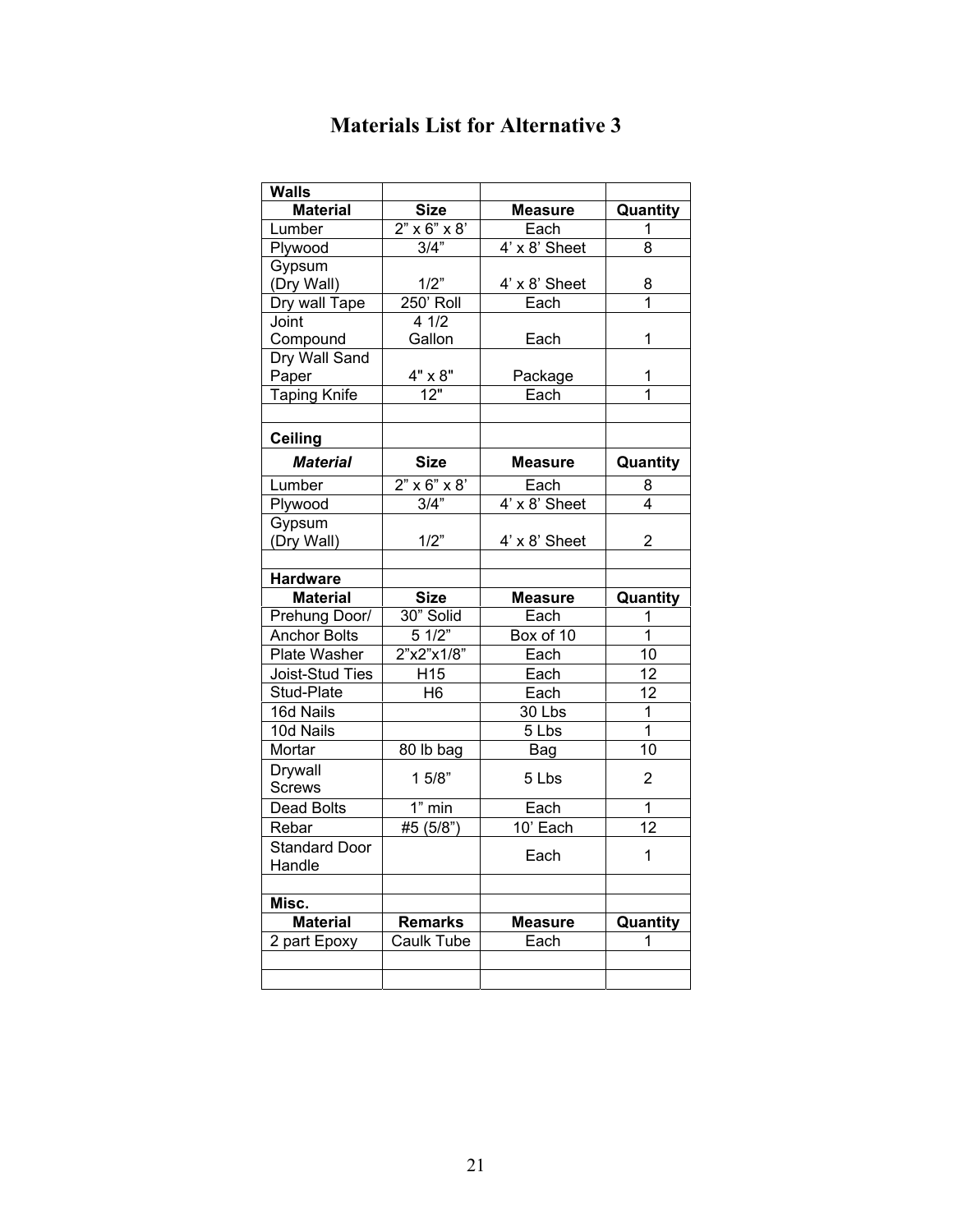# Materials List for Alternative 3

| **Walls** | | | |
|---|---|---|---|
| **Material** | **Size** | **Measure** | **Quantity** |
| Lumber | 2" x 6" x 8' | Each | 1 |
| Plywood | 3/4" | 4' x 8' Sheet | 8 |
| Gypsum (Dry Wall) | 1/2" | 4' x 8' Sheet | 8 |
| Dry wall Tape | 250' Roll | Each | 1 |
| Joint Compound | 4 1/2 Gallon | Each | 1 |
| Dry Wall Sand Paper | 4" x 8" | Package | 1 |
| Taping Knife | 12" | Each | 1 |
| | | | |
| **Ceiling** | | | |
| ***Material*** | **Size** | **Measure** | **Quantity** |
| Lumber | 2" x 6" x 8' | Each | 8 |
| Plywood | 3/4" | 4' x 8' Sheet | 4 |
| Gypsum (Dry Wall) | 1/2" | 4' x 8' Sheet | 2 |
| | | | |
| **Hardware** | | | |
| **Material** | **Size** | **Measure** | **Quantity** |
| Prehung Door/ | 30" Solid | Each | 1 |
| Anchor Bolts | 5 1/2" | Box of 10 | 1 |
| Plate Washer | 2"x2"x1/8" | Each | 10 |
| Joist-Stud Ties | H15 | Each | 12 |
| Stud-Plate | H6 | Each | 12 |
| 16d Nails | | 30 Lbs | 1 |
| 10d Nails | | 5 Lbs | 1 |
| Mortar | 80 lb bag | Bag | 10 |
| Drywall Screws | 1 5/8" | 5 Lbs | 2 |
| Dead Bolts | 1" min | Each | 1 |
| Rebar | #5 (5/8") | 10' Each | 12 |
| Standard Door Handle | | Each | 1 |
| | | | |
| **Misc.** | | | |
| **Material** | **Remarks** | **Measure** | **Quantity** |
| 2 part Epoxy | Caulk Tube | Each | 1 |
| | | | |
| | | | |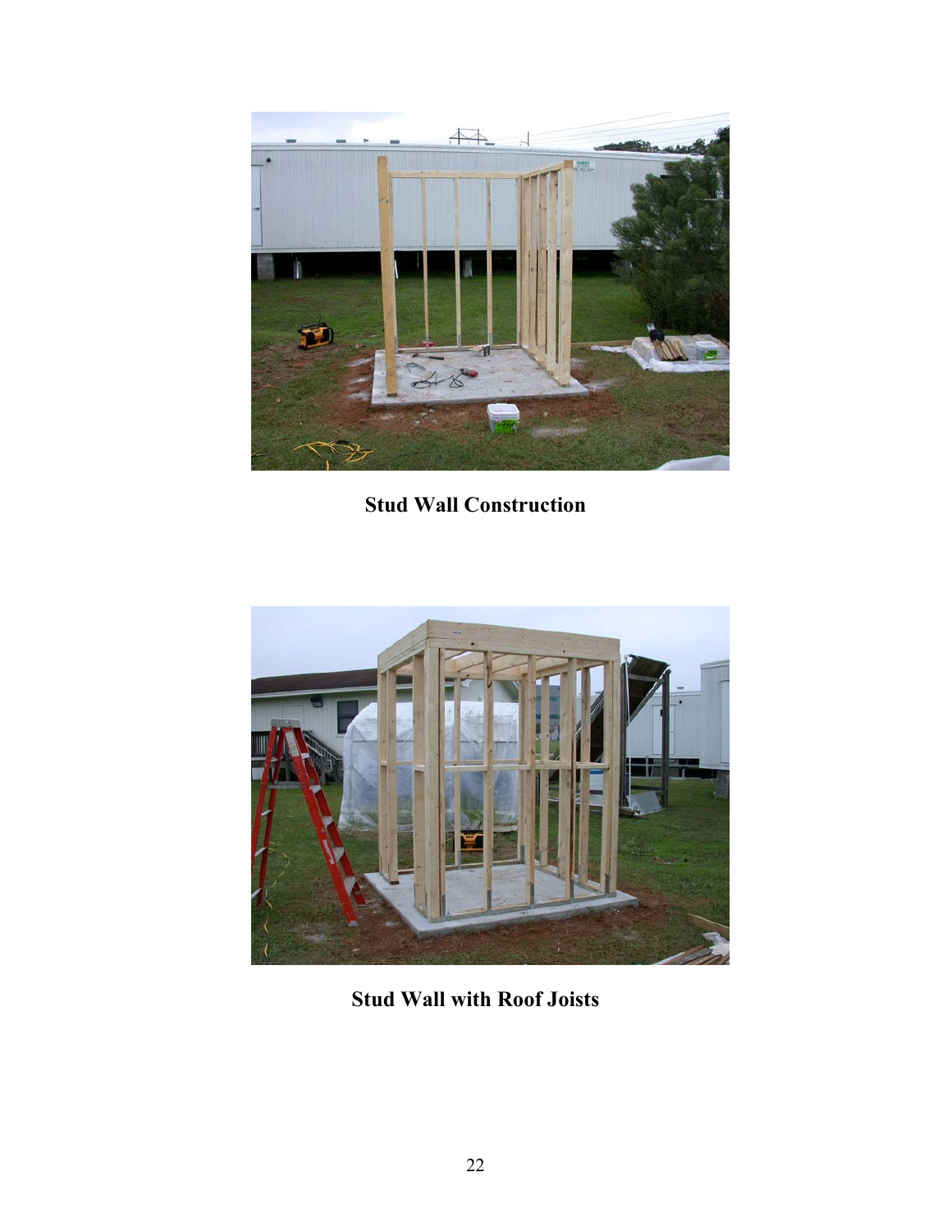**Stud Wall Construction**

**Stud Wall with Roof Joists**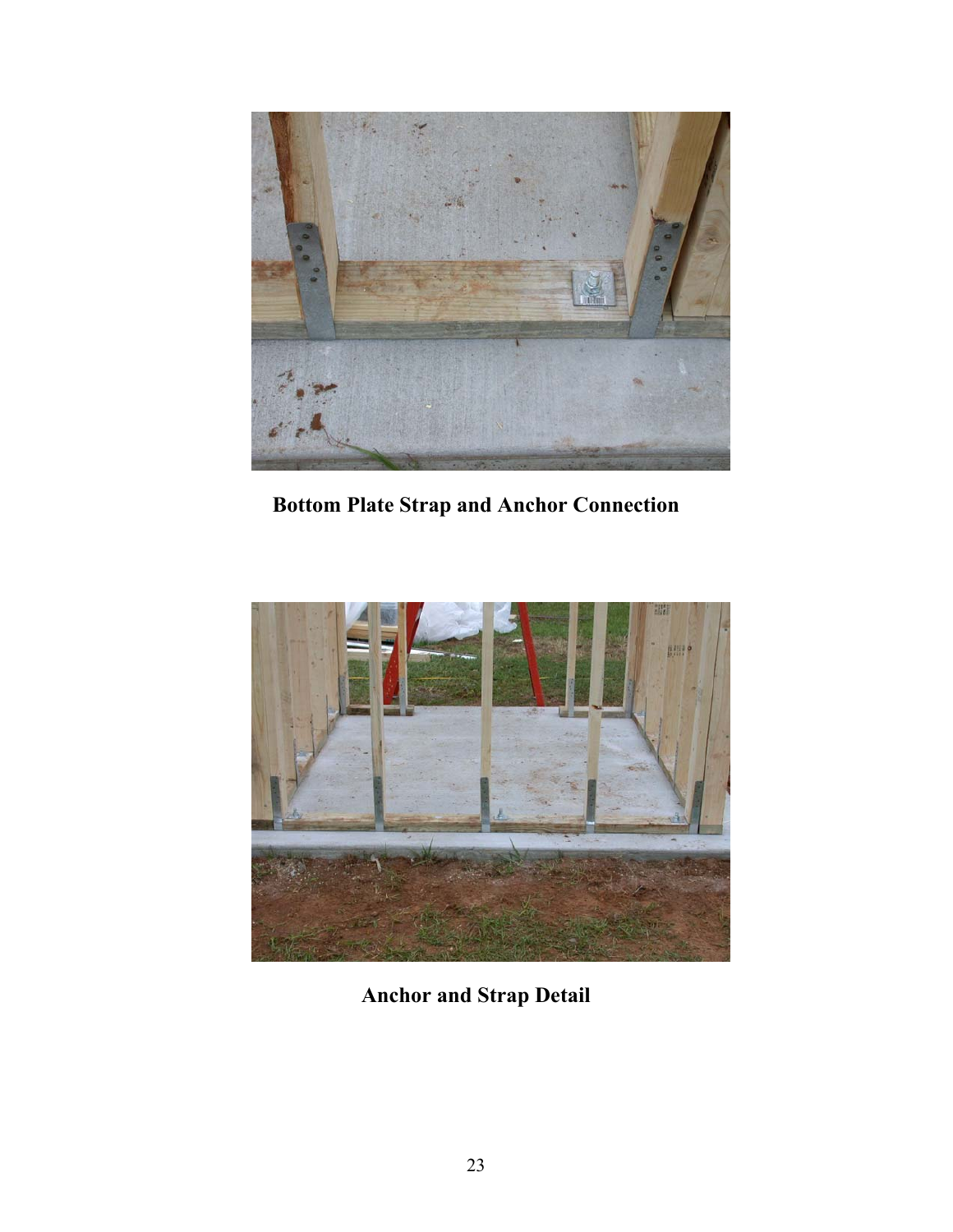**Bottom Plate Strap and Anchor Connection**

**Anchor and Strap Detail**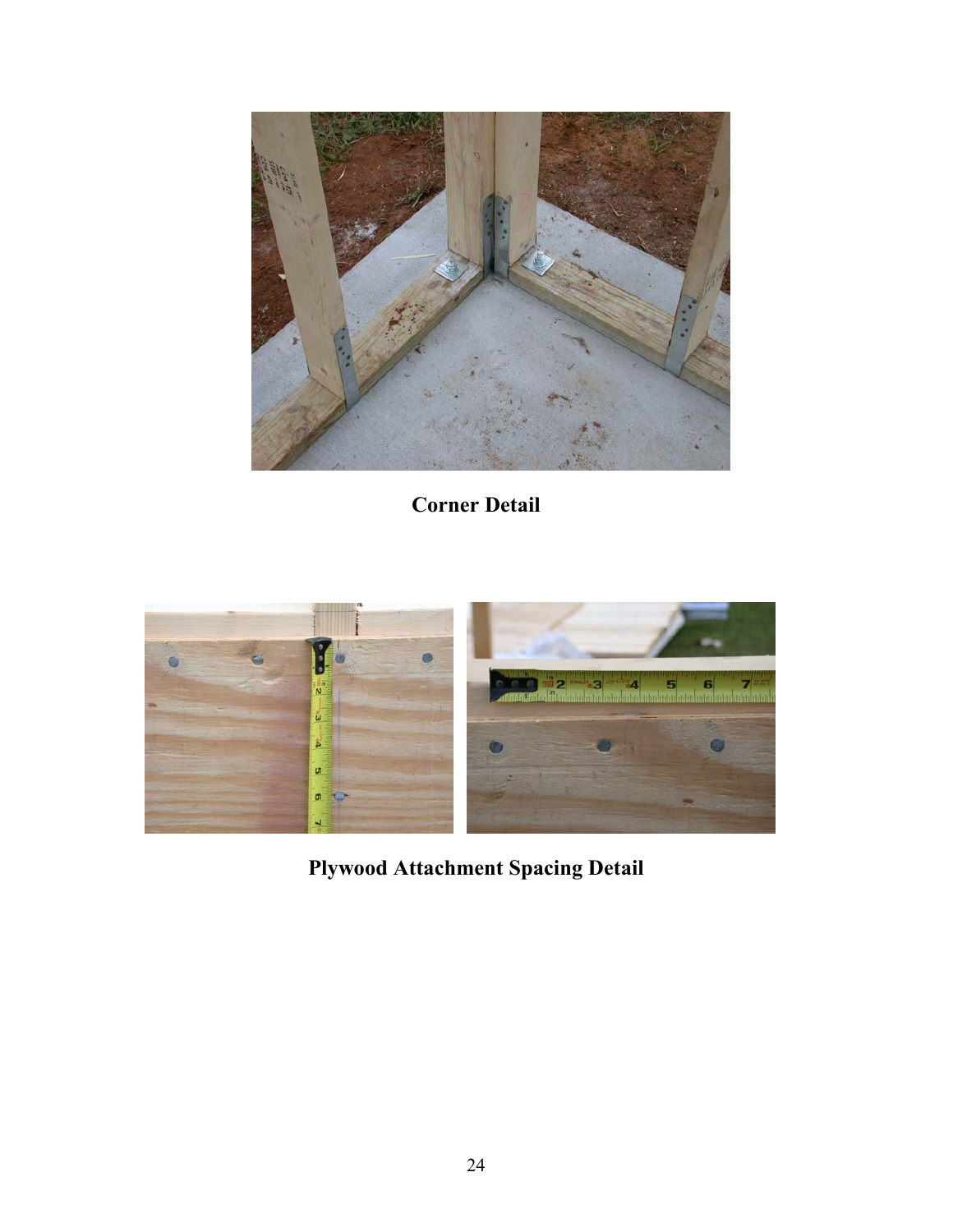**Corner Detail**

**Plywood Attachment Spacing Detail**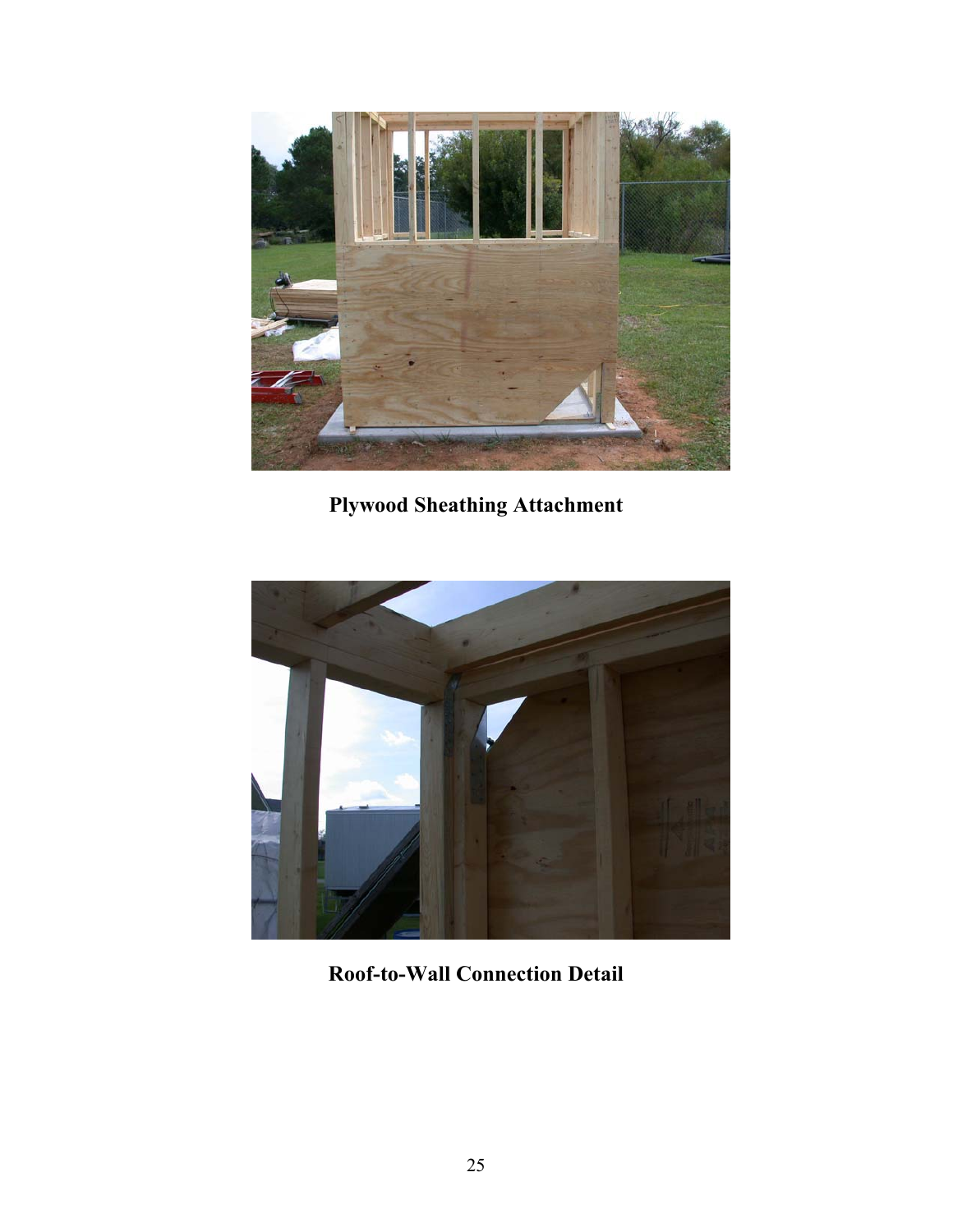**Plywood Sheathing Attachment**

**Roof-to-Wall Connection Detail**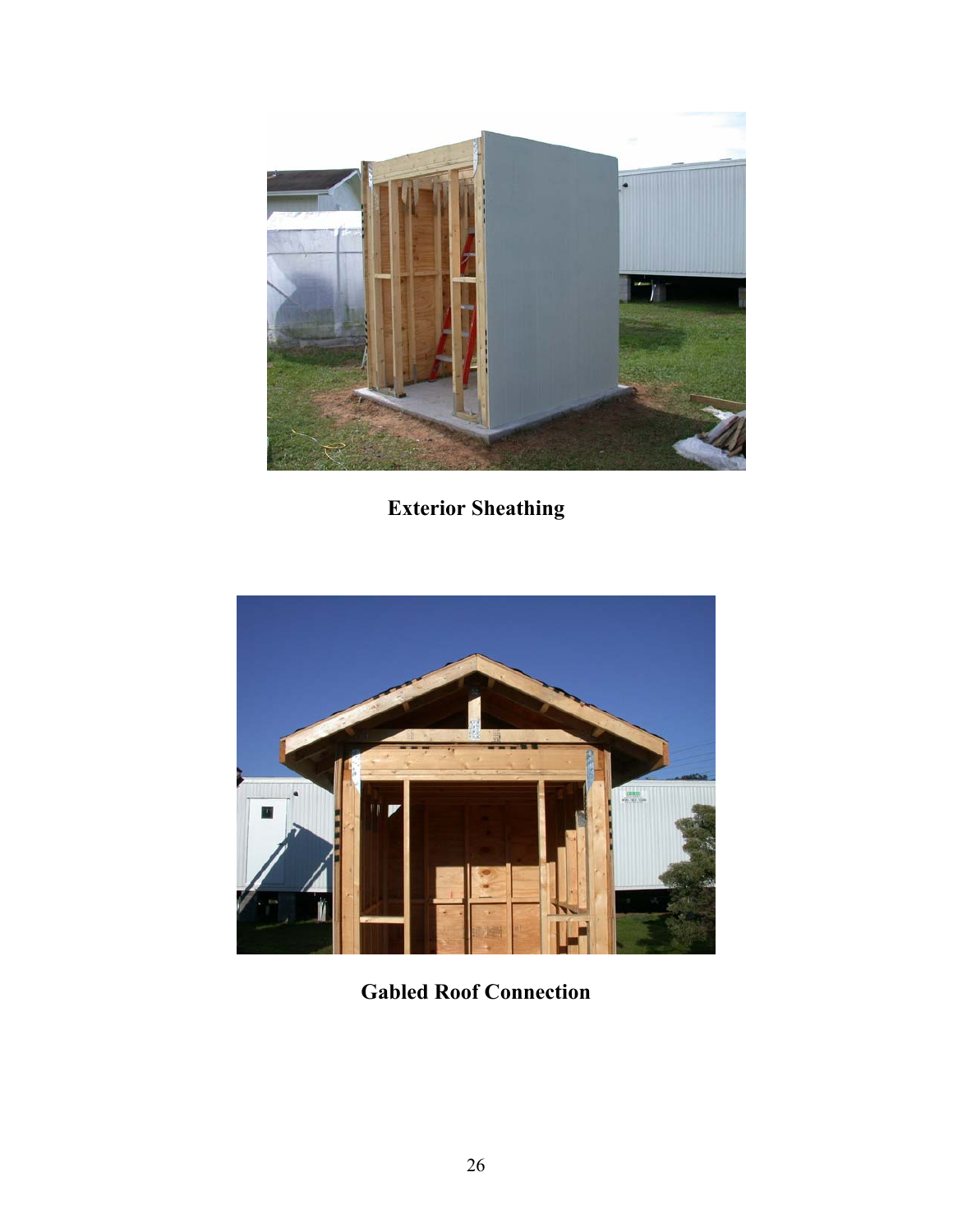**Exterior Sheathing**

**Gabled Roof Connection**